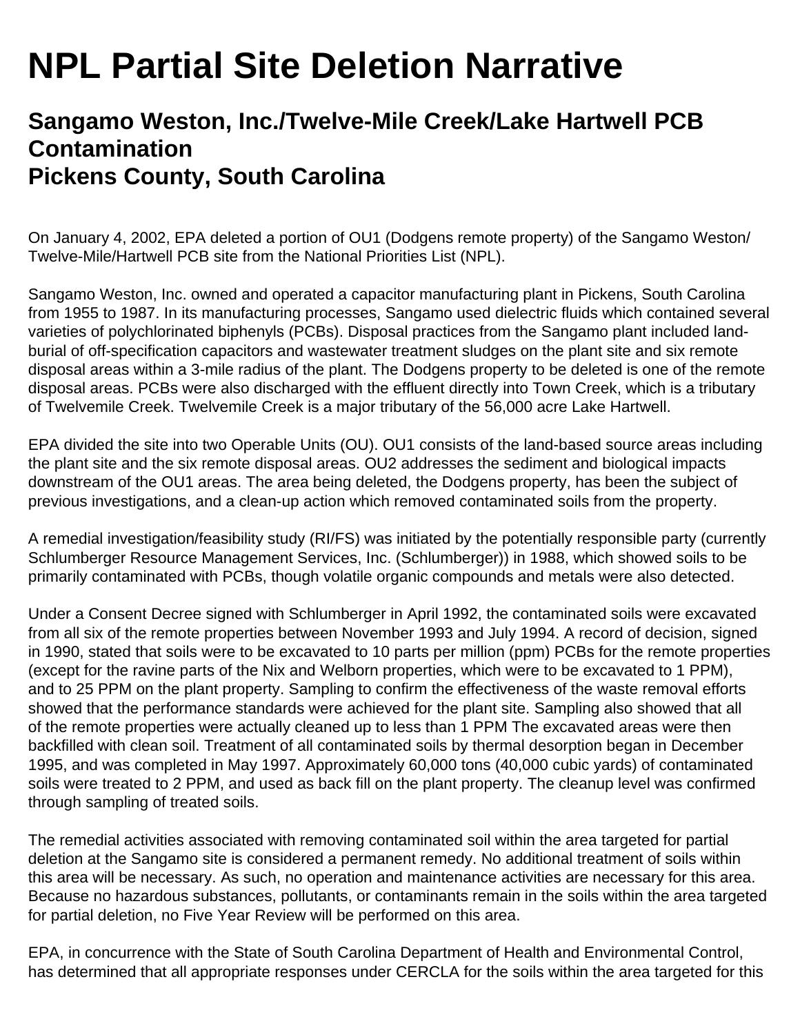# NPL Partial Site Deletion Narrative

## Sangamo Weston, Inc./Twelve-Mile Creek/Lake Hartwell PCB Contamination
## Pickens County, South Carolina

On January 4, 2002, EPA deleted a portion of OU1 (Dodgens remote property) of the Sangamo Weston/ Twelve-Mile/Hartwell PCB site from the National Priorities List (NPL).

Sangamo Weston, Inc. owned and operated a capacitor manufacturing plant in Pickens, South Carolina from 1955 to 1987. In its manufacturing processes, Sangamo used dielectric fluids which contained several varieties of polychlorinated biphenyls (PCBs). Disposal practices from the Sangamo plant included land-burial of off-specification capacitors and wastewater treatment sludges on the plant site and six remote disposal areas within a 3-mile radius of the plant. The Dodgens property to be deleted is one of the remote disposal areas. PCBs were also discharged with the effluent directly into Town Creek, which is a tributary of Twelvemile Creek. Twelvemile Creek is a major tributary of the 56,000 acre Lake Hartwell.

EPA divided the site into two Operable Units (OU). OU1 consists of the land-based source areas including the plant site and the six remote disposal areas. OU2 addresses the sediment and biological impacts downstream of the OU1 areas. The area being deleted, the Dodgens property, has been the subject of previous investigations, and a clean-up action which removed contaminated soils from the property.

A remedial investigation/feasibility study (RI/FS) was initiated by the potentially responsible party (currently Schlumberger Resource Management Services, Inc. (Schlumberger)) in 1988, which showed soils to be primarily contaminated with PCBs, though volatile organic compounds and metals were also detected.

Under a Consent Decree signed with Schlumberger in April 1992, the contaminated soils were excavated from all six of the remote properties between November 1993 and July 1994. A record of decision, signed in 1990, stated that soils were to be excavated to 10 parts per million (ppm) PCBs for the remote properties (except for the ravine parts of the Nix and Welborn properties, which were to be excavated to 1 PPM), and to 25 PPM on the plant property. Sampling to confirm the effectiveness of the waste removal efforts showed that the performance standards were achieved for the plant site. Sampling also showed that all of the remote properties were actually cleaned up to less than 1 PPM The excavated areas were then backfilled with clean soil. Treatment of all contaminated soils by thermal desorption began in December 1995, and was completed in May 1997. Approximately 60,000 tons (40,000 cubic yards) of contaminated soils were treated to 2 PPM, and used as back fill on the plant property. The cleanup level was confirmed through sampling of treated soils.

The remedial activities associated with removing contaminated soil within the area targeted for partial deletion at the Sangamo site is considered a permanent remedy. No additional treatment of soils within this area will be necessary. As such, no operation and maintenance activities are necessary for this area. Because no hazardous substances, pollutants, or contaminants remain in the soils within the area targeted for partial deletion, no Five Year Review will be performed on this area.

EPA, in concurrence with the State of South Carolina Department of Health and Environmental Control, has determined that all appropriate responses under CERCLA for the soils within the area targeted for this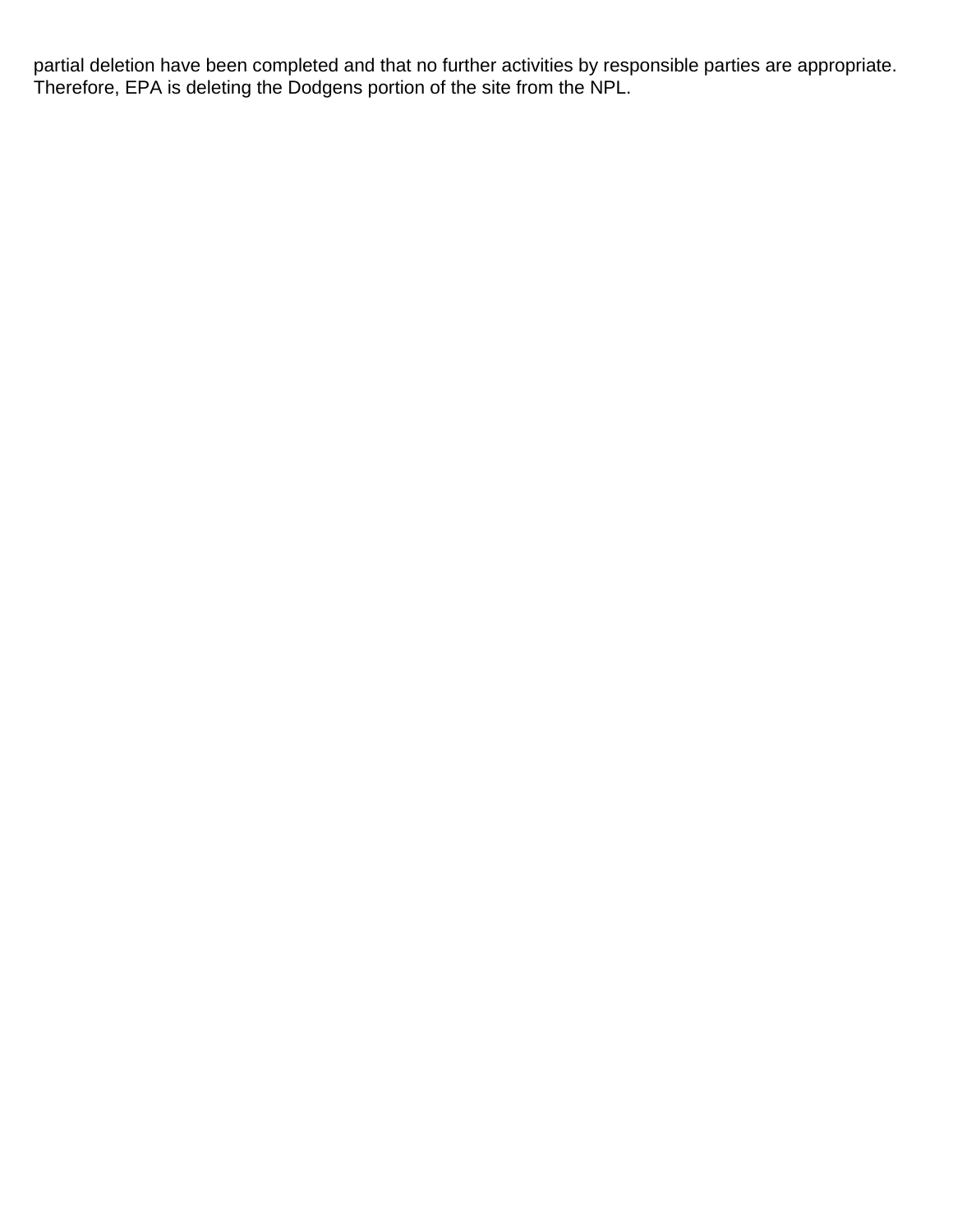partial deletion have been completed and that no further activities by responsible parties are appropriate. Therefore, EPA is deleting the Dodgens portion of the site from the NPL.